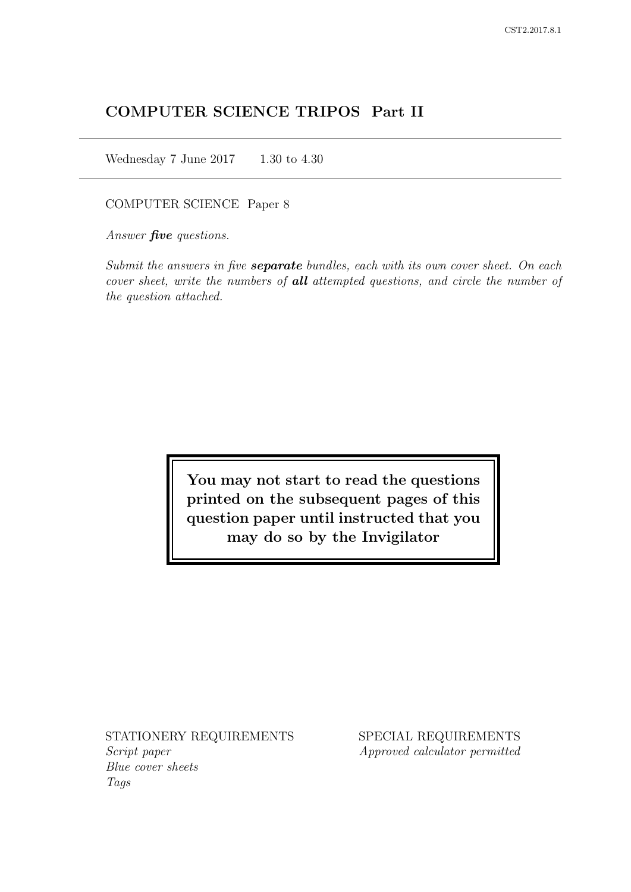# COMPUTER SCIENCE TRIPOS Part II

Wednesday 7 June 2017    1.30 to 4.30

COMPUTER SCIENCE Paper 8

*Answer **five** questions.*

*Submit the answers in five **separate** bundles, each with its own cover sheet. On each cover sheet, write the numbers of **all** attempted questions, and circle the number of the question attached.*

**You may not start to read the questions printed on the subsequent pages of this question paper until instructed that you may do so by the Invigilator**

STATIONERY REQUIREMENTS
*Script paper*
*Blue cover sheets*
*Tags*

SPECIAL REQUIREMENTS
*Approved calculator permitted*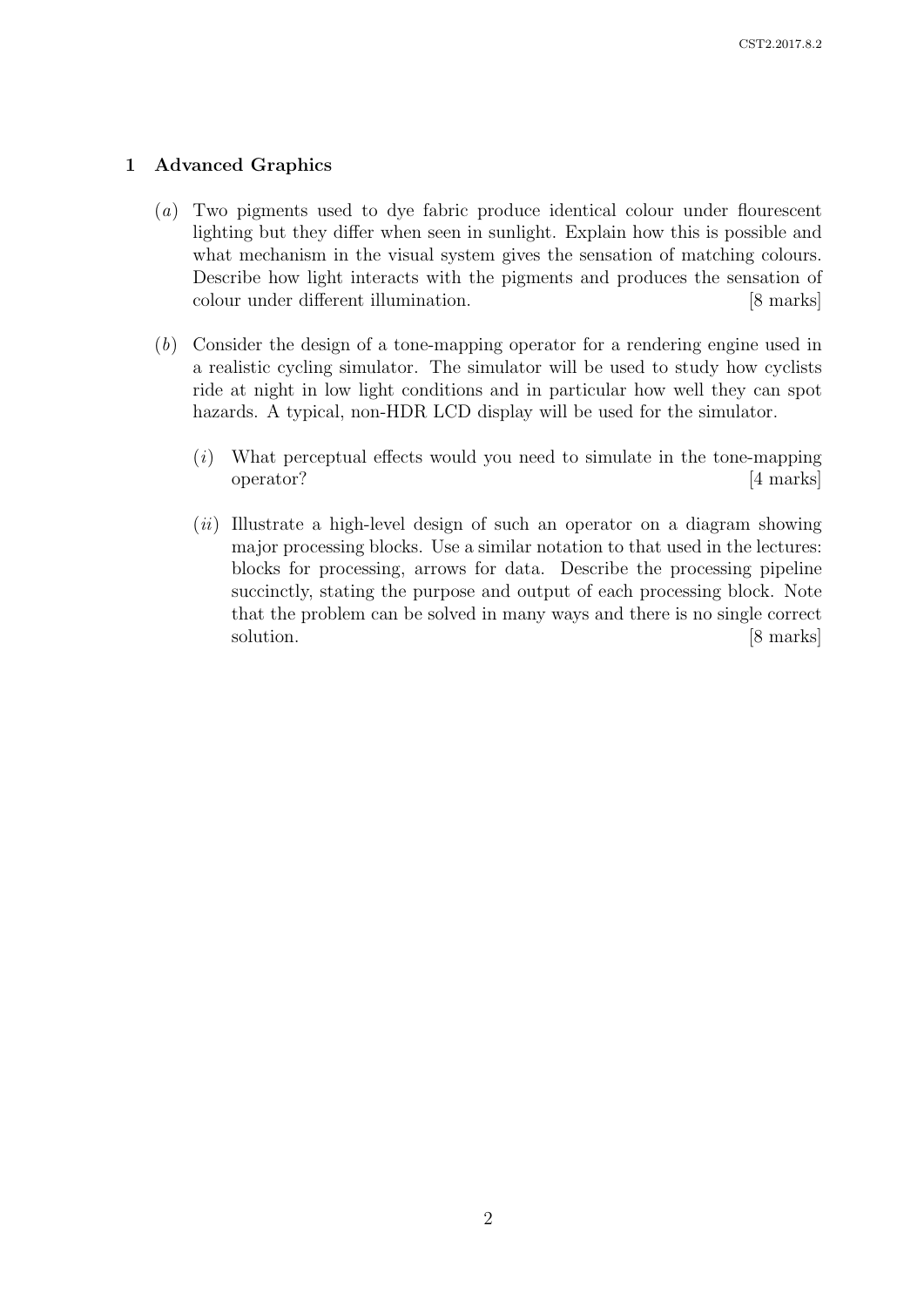## 1 Advanced Graphics

(*a*) Two pigments used to dye fabric produce identical colour under flourescent lighting but they differ when seen in sunlight. Explain how this is possible and what mechanism in the visual system gives the sensation of matching colours. Describe how light interacts with the pigments and produces the sensation of colour under different illumination. [8 marks]

(*b*) Consider the design of a tone-mapping operator for a rendering engine used in a realistic cycling simulator. The simulator will be used to study how cyclists ride at night in low light conditions and in particular how well they can spot hazards. A typical, non-HDR LCD display will be used for the simulator.

(*i*) What perceptual effects would you need to simulate in the tone-mapping operator? [4 marks]

(*ii*) Illustrate a high-level design of such an operator on a diagram showing major processing blocks. Use a similar notation to that used in the lectures: blocks for processing, arrows for data. Describe the processing pipeline succinctly, stating the purpose and output of each processing block. Note that the problem can be solved in many ways and there is no single correct solution. [8 marks]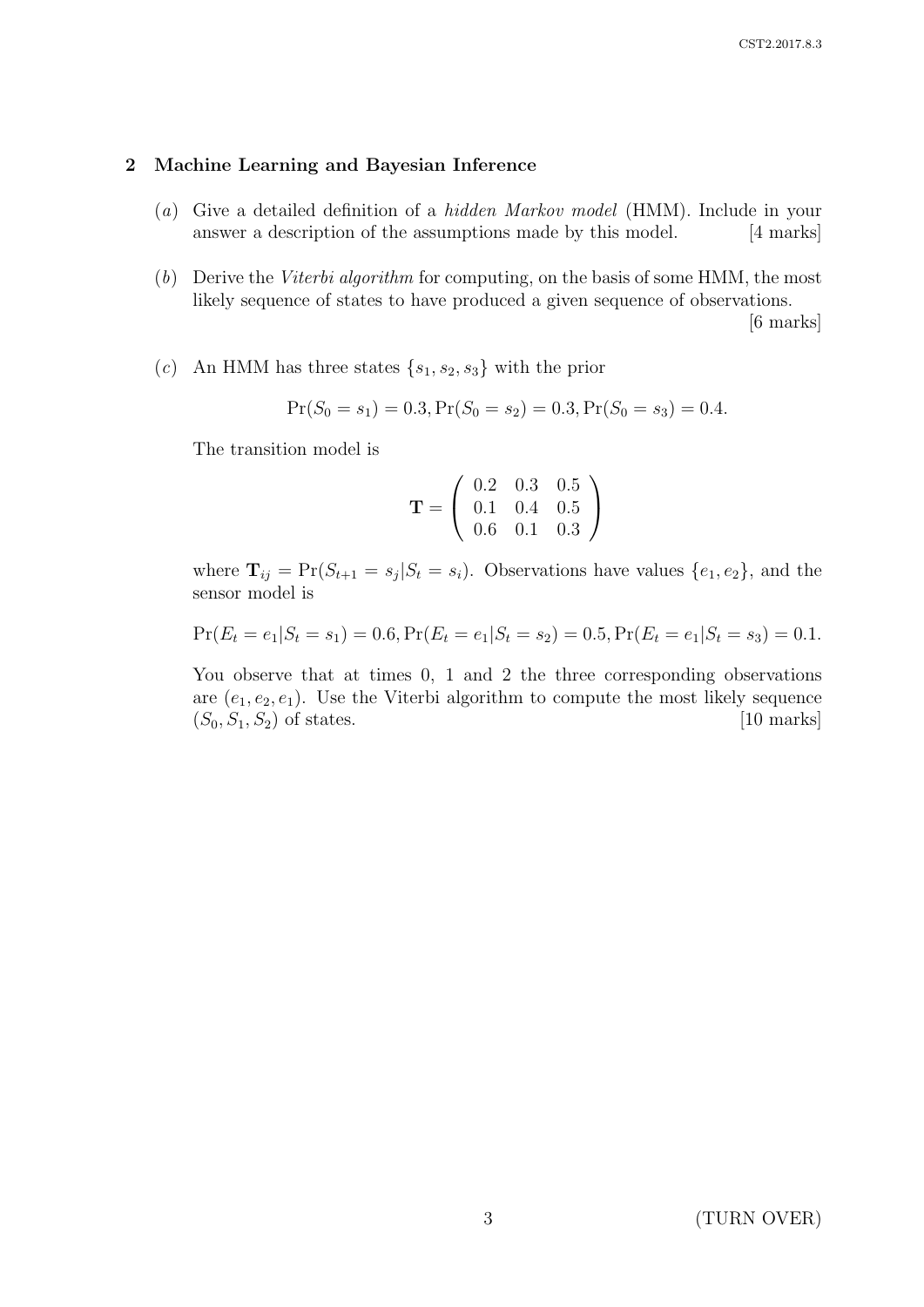## 2 Machine Learning and Bayesian Inference

(*a*) Give a detailed definition of a *hidden Markov model* (HMM). Include in your answer a description of the assumptions made by this model. [4 marks]

(*b*) Derive the *Viterbi algorithm* for computing, on the basis of some HMM, the most likely sequence of states to have produced a given sequence of observations. [6 marks]

(*c*) An HMM has three states $\{s_1, s_2, s_3\}$ with the prior

$$\Pr(S_0 = s_1) = 0.3, \Pr(S_0 = s_2) = 0.3, \Pr(S_0 = s_3) = 0.4.$$

The transition model is

$$\mathbf{T} = \begin{pmatrix} 0.2 & 0.3 & 0.5 \\ 0.1 & 0.4 & 0.5 \\ 0.6 & 0.1 & 0.3 \end{pmatrix}$$

where $\mathbf{T}_{ij} = \Pr(S_{t+1} = s_j | S_t = s_i)$. Observations have values $\{e_1, e_2\}$, and the sensor model is

$$\Pr(E_t = e_1 | S_t = s_1) = 0.6, \Pr(E_t = e_1 | S_t = s_2) = 0.5, \Pr(E_t = e_1 | S_t = s_3) = 0.1.$$

You observe that at times 0, 1 and 2 the three corresponding observations are $(e_1, e_2, e_1)$. Use the Viterbi algorithm to compute the most likely sequence $(S_0, S_1, S_2)$ of states. [10 marks]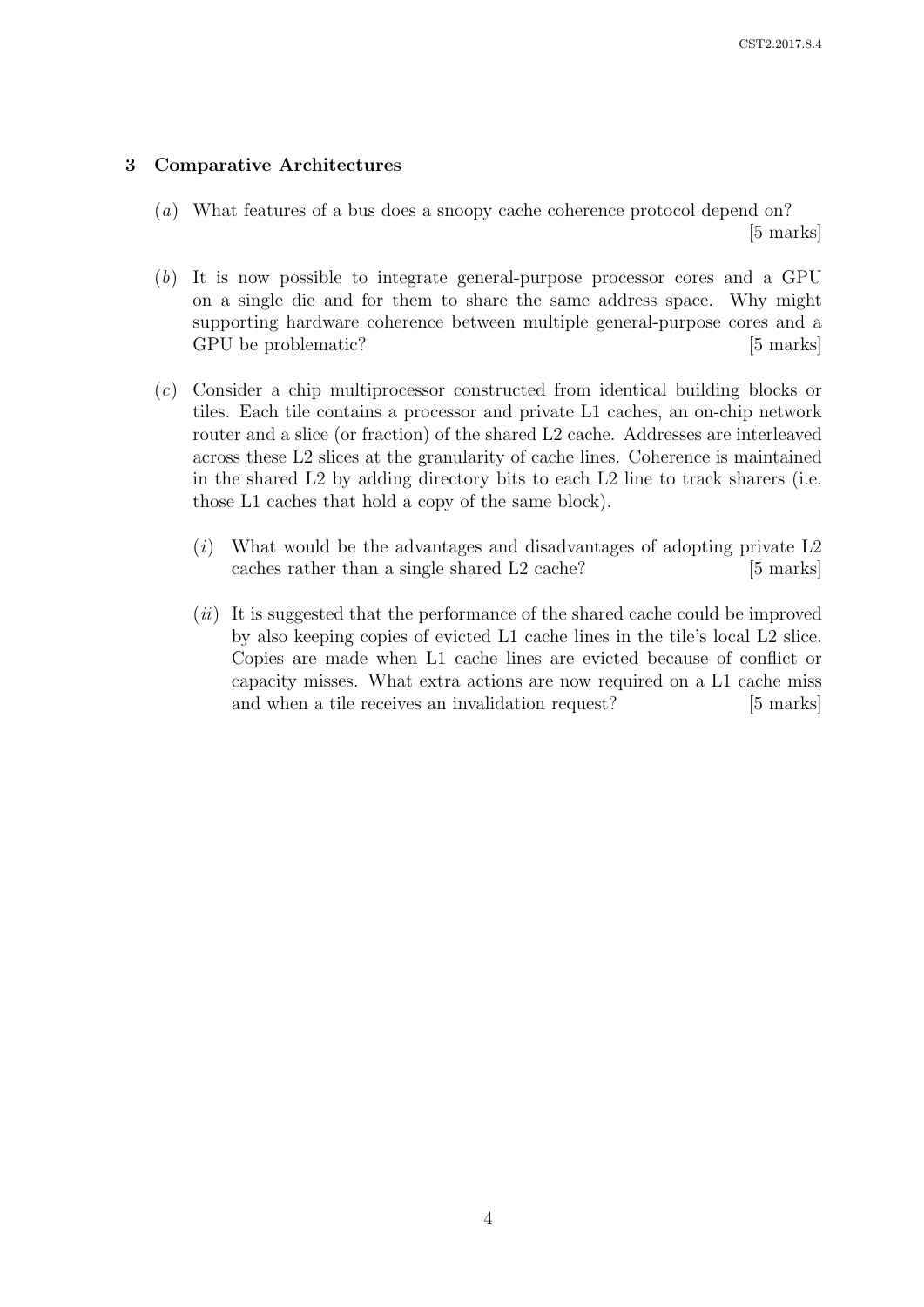## 3 Comparative Architectures

(*a*) What features of a bus does a snoopy cache coherence protocol depend on? [5 marks]

(*b*) It is now possible to integrate general-purpose processor cores and a GPU on a single die and for them to share the same address space. Why might supporting hardware coherence between multiple general-purpose cores and a GPU be problematic? [5 marks]

(*c*) Consider a chip multiprocessor constructed from identical building blocks or tiles. Each tile contains a processor and private L1 caches, an on-chip network router and a slice (or fraction) of the shared L2 cache. Addresses are interleaved across these L2 slices at the granularity of cache lines. Coherence is maintained in the shared L2 by adding directory bits to each L2 line to track sharers (i.e. those L1 caches that hold a copy of the same block).

(*i*) What would be the advantages and disadvantages of adopting private L2 caches rather than a single shared L2 cache? [5 marks]

(*ii*) It is suggested that the performance of the shared cache could be improved by also keeping copies of evicted L1 cache lines in the tile's local L2 slice. Copies are made when L1 cache lines are evicted because of conflict or capacity misses. What extra actions are now required on a L1 cache miss and when a tile receives an invalidation request? [5 marks]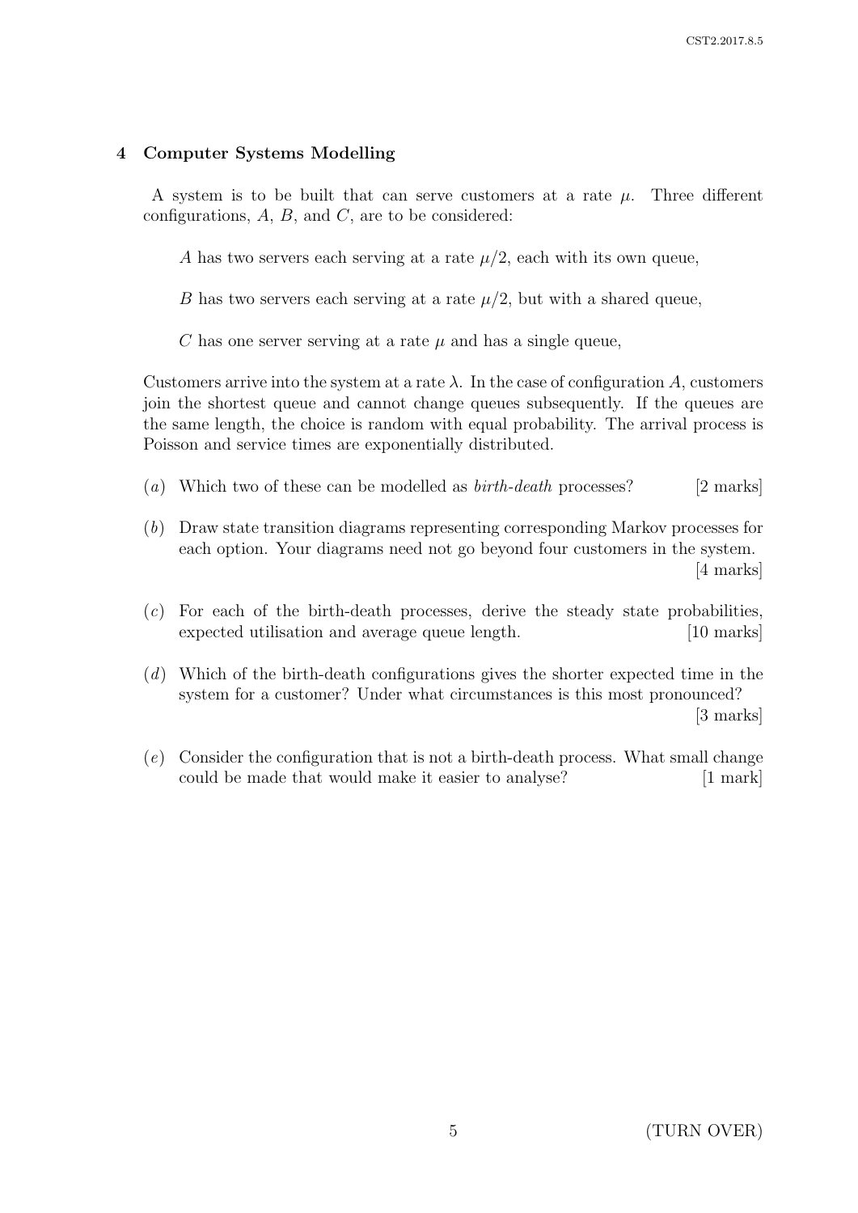## 4 Computer Systems Modelling

A system is to be built that can serve customers at a rate $\mu$. Three different configurations, $A$, $B$, and $C$, are to be considered:

> $A$ has two servers each serving at a rate $\mu/2$, each with its own queue,
>
> $B$ has two servers each serving at a rate $\mu/2$, but with a shared queue,
>
> $C$ has one server serving at a rate $\mu$ and has a single queue,

Customers arrive into the system at a rate $\lambda$. In the case of configuration $A$, customers join the shortest queue and cannot change queues subsequently. If the queues are the same length, the choice is random with equal probability. The arrival process is Poisson and service times are exponentially distributed.

(*a*) Which two of these can be modelled as *birth-death* processes? [2 marks]

(*b*) Draw state transition diagrams representing corresponding Markov processes for each option. Your diagrams need not go beyond four customers in the system. [4 marks]

(*c*) For each of the birth-death processes, derive the steady state probabilities, expected utilisation and average queue length. [10 marks]

(*d*) Which of the birth-death configurations gives the shorter expected time in the system for a customer? Under what circumstances is this most pronounced? [3 marks]

(*e*) Consider the configuration that is not a birth-death process. What small change could be made that would make it easier to analyse? [1 mark]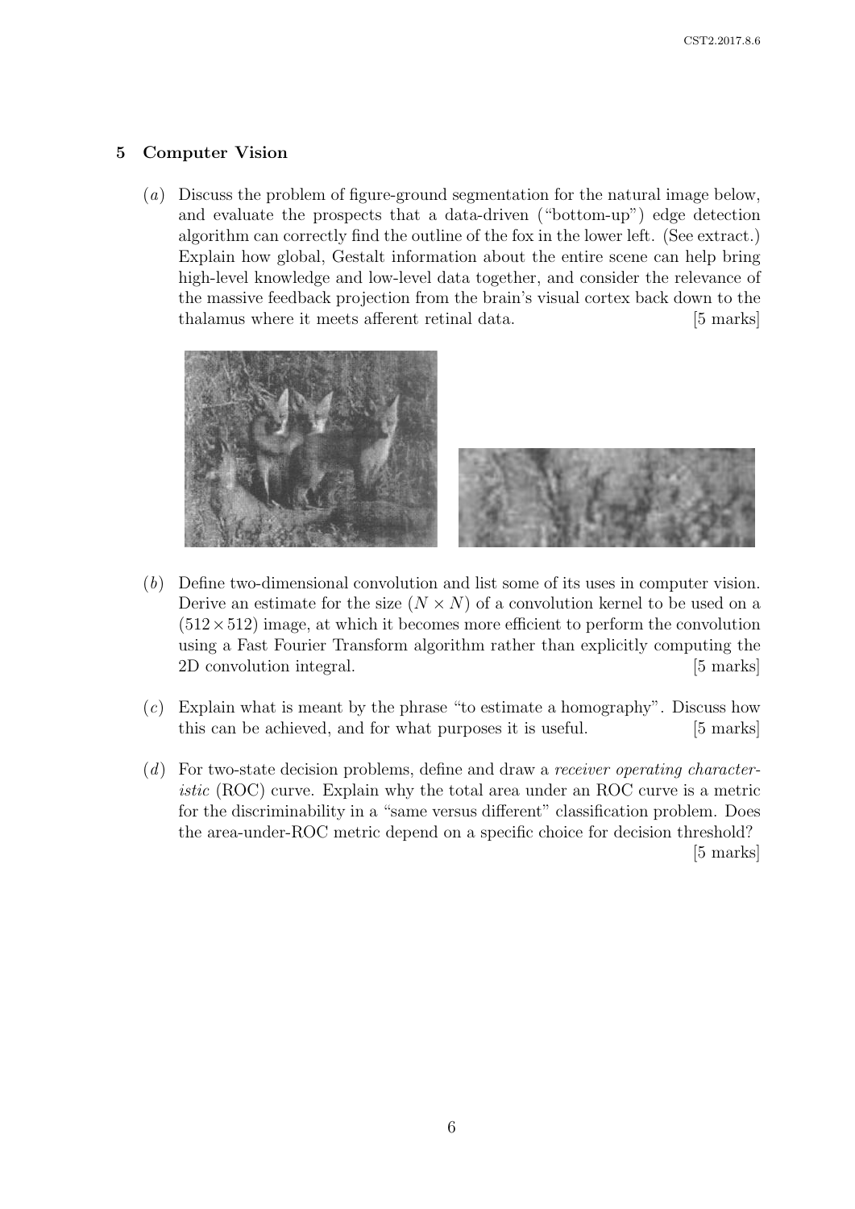## 5 Computer Vision

(*a*) Discuss the problem of figure-ground segmentation for the natural image below, and evaluate the prospects that a data-driven ("bottom-up") edge detection algorithm can correctly find the outline of the fox in the lower left. (See extract.) Explain how global, Gestalt information about the entire scene can help bring high-level knowledge and low-level data together, and consider the relevance of the massive feedback projection from the brain's visual cortex back down to the thalamus where it meets afferent retinal data. [5 marks]

(*b*) Define two-dimensional convolution and list some of its uses in computer vision. Derive an estimate for the size ($N \times N$) of a convolution kernel to be used on a $(512 \times 512)$ image, at which it becomes more efficient to perform the convolution using a Fast Fourier Transform algorithm rather than explicitly computing the 2D convolution integral. [5 marks]

(*c*) Explain what is meant by the phrase "to estimate a homography". Discuss how this can be achieved, and for what purposes it is useful. [5 marks]

(*d*) For two-state decision problems, define and draw a *receiver operating characteristic* (ROC) curve. Explain why the total area under an ROC curve is a metric for the discriminability in a "same versus different" classification problem. Does the area-under-ROC metric depend on a specific choice for decision threshold? [5 marks]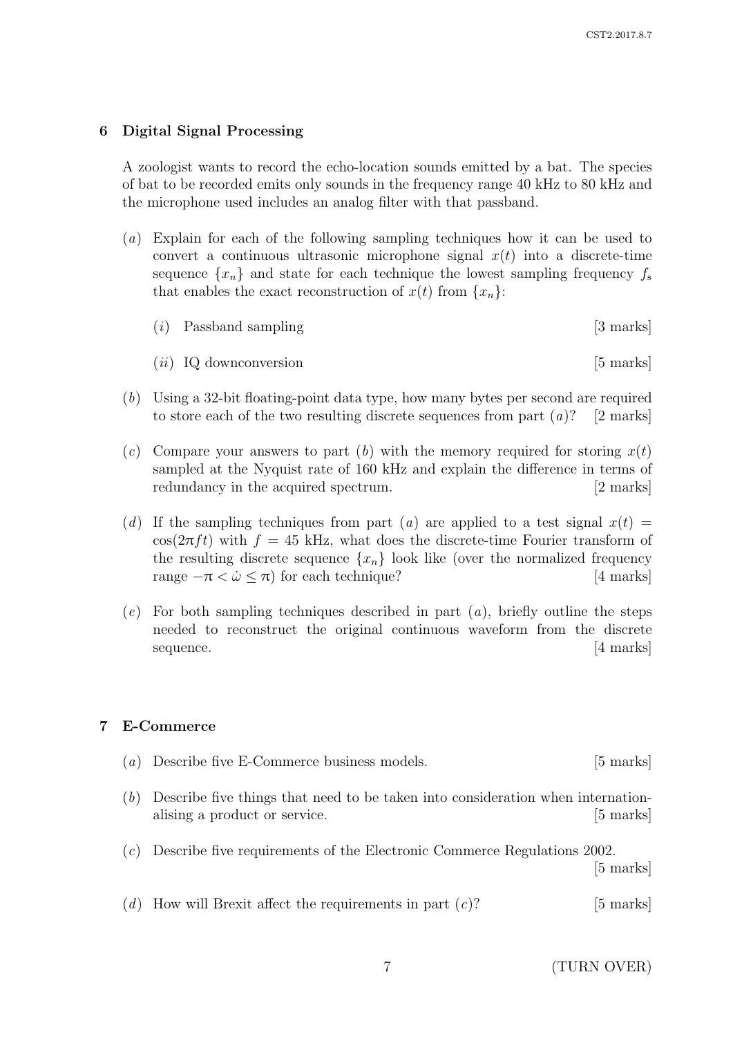## 6 Digital Signal Processing

A zoologist wants to record the echo-location sounds emitted by a bat. The species of bat to be recorded emits only sounds in the frequency range 40 kHz to 80 kHz and the microphone used includes an analog filter with that passband.

(*a*) Explain for each of the following sampling techniques how it can be used to convert a continuous ultrasonic microphone signal $x(t)$ into a discrete-time sequence $\{x_n\}$ and state for each technique the lowest sampling frequency $f_s$ that enables the exact reconstruction of $x(t)$ from $\{x_n\}$:

(*i*) Passband sampling [3 marks]

(*ii*) IQ downconversion [5 marks]

(*b*) Using a 32-bit floating-point data type, how many bytes per second are required to store each of the two resulting discrete sequences from part (*a*)? [2 marks]

(*c*) Compare your answers to part (*b*) with the memory required for storing $x(t)$ sampled at the Nyquist rate of 160 kHz and explain the difference in terms of redundancy in the acquired spectrum. [2 marks]

(*d*) If the sampling techniques from part (*a*) are applied to a test signal $x(t) = \cos(2\pi f t)$ with $f = 45$ kHz, what does the discrete-time Fourier transform of the resulting discrete sequence $\{x_n\}$ look like (over the normalized frequency range $-\pi < \dot{\omega} \leq \pi$) for each technique? [4 marks]

(*e*) For both sampling techniques described in part (*a*), briefly outline the steps needed to reconstruct the original continuous waveform from the discrete sequence. [4 marks]

## 7 E-Commerce

(*a*) Describe five E-Commerce business models. [5 marks]

(*b*) Describe five things that need to be taken into consideration when internationalising a product or service. [5 marks]

(*c*) Describe five requirements of the Electronic Commerce Regulations 2002. [5 marks]

(*d*) How will Brexit affect the requirements in part (*c*)? [5 marks]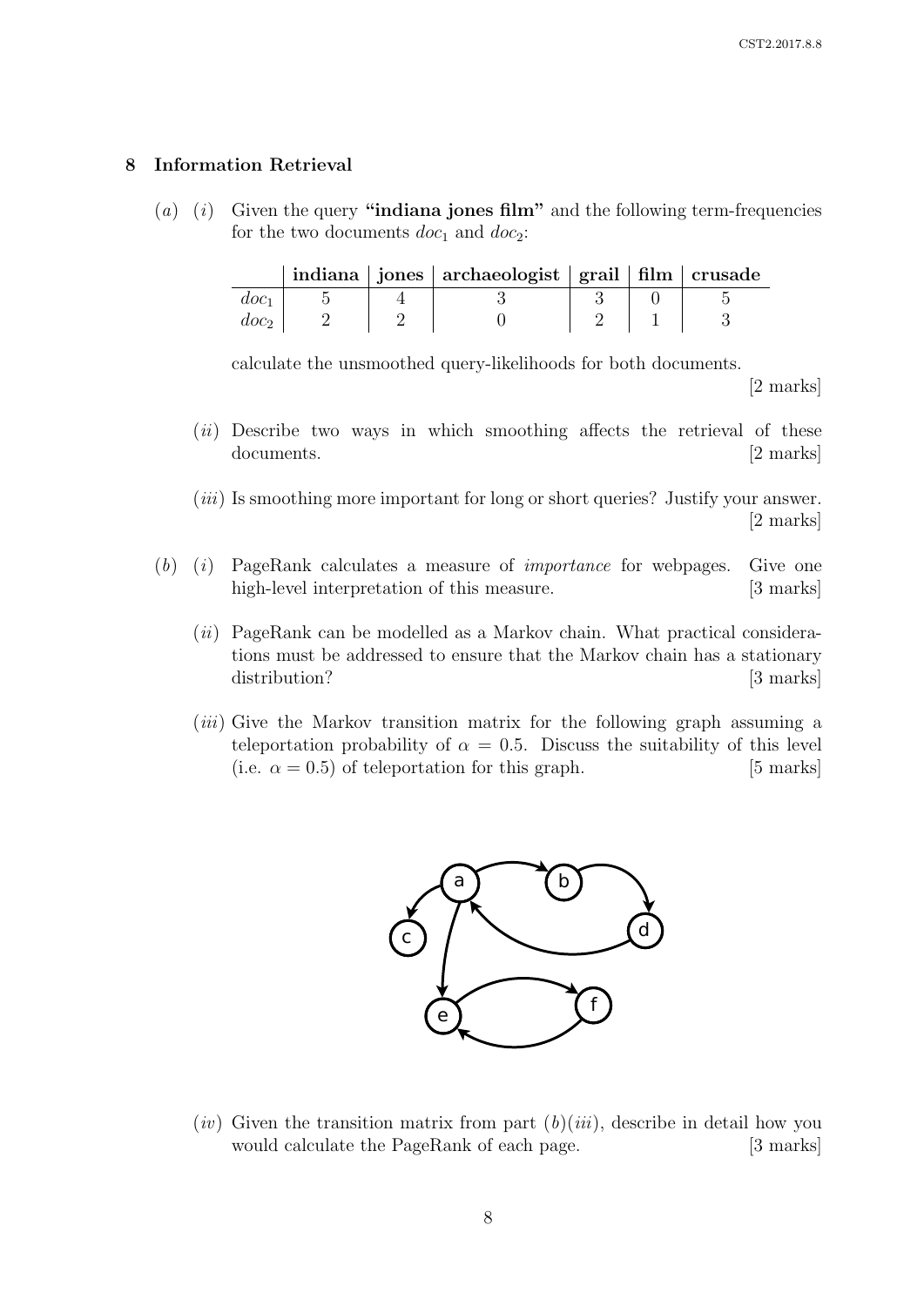## 8 Information Retrieval

(*a*) (*i*) Given the query **"indiana jones film"** and the following term-frequencies for the two documents $doc_1$ and $doc_2$:

| | **indiana** | **jones** | **archaeologist** | **grail** | **film** | **crusade** |
|---|---|---|---|---|---|---|
| $doc_1$ | 5 | 4 | 3 | 3 | 0 | 5 |
| $doc_2$ | 2 | 2 | 0 | 2 | 1 | 3 |

calculate the unsmoothed query-likelihoods for both documents. [2 marks]

(*ii*) Describe two ways in which smoothing affects the retrieval of these documents. [2 marks]

(*iii*) Is smoothing more important for long or short queries? Justify your answer. [2 marks]

(*b*) (*i*) PageRank calculates a measure of *importance* for webpages. Give one high-level interpretation of this measure. [3 marks]

(*ii*) PageRank can be modelled as a Markov chain. What practical considerations must be addressed to ensure that the Markov chain has a stationary distribution? [3 marks]

(*iii*) Give the Markov transition matrix for the following graph assuming a teleportation probability of $\alpha = 0.5$. Discuss the suitability of this level (i.e. $\alpha = 0.5$) of teleportation for this graph. [5 marks]

(*iv*) Given the transition matrix from part (*b*)(*iii*), describe in detail how you would calculate the PageRank of each page. [3 marks]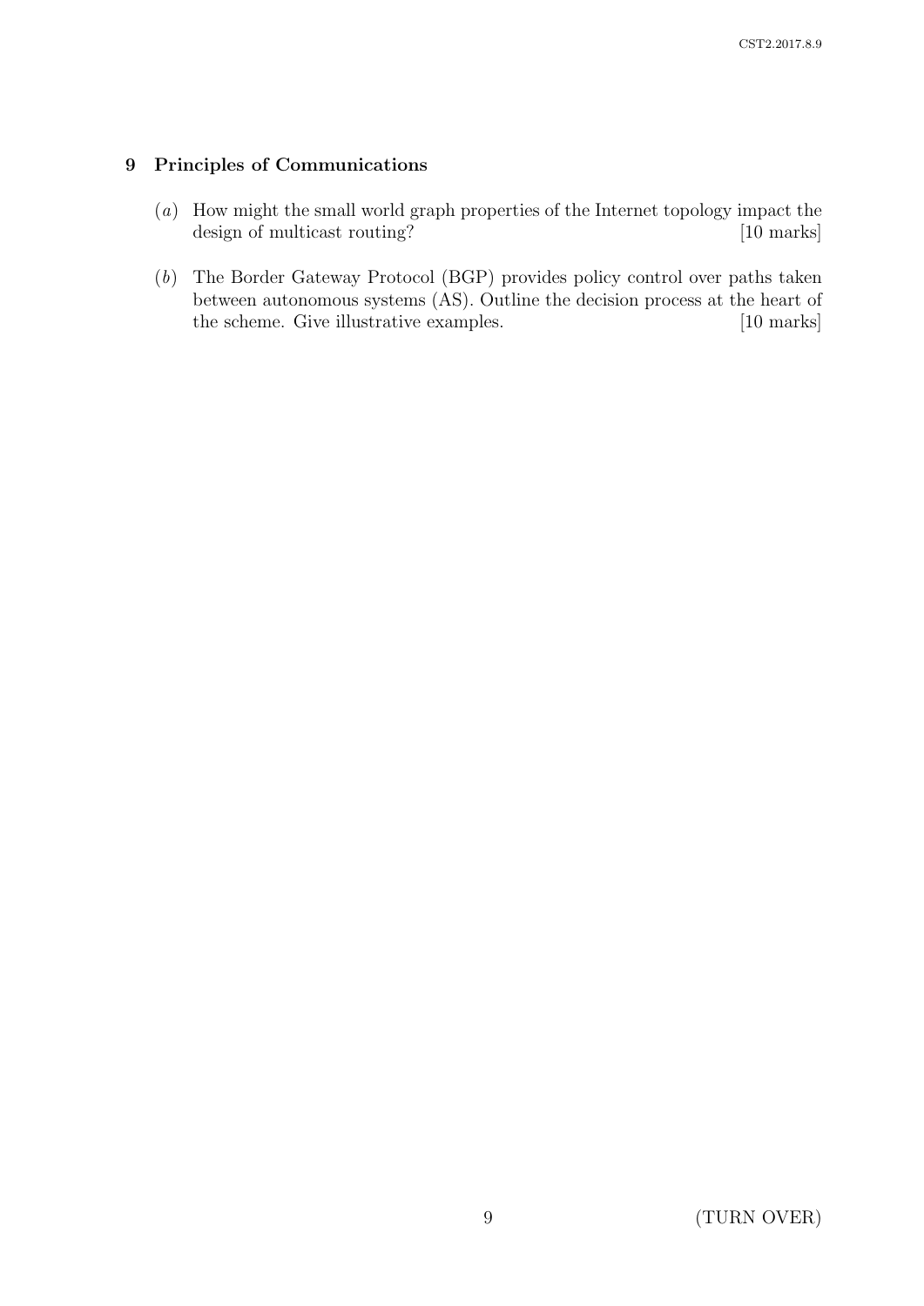## 9 Principles of Communications

(*a*) How might the small world graph properties of the Internet topology impact the design of multicast routing? [10 marks]

(*b*) The Border Gateway Protocol (BGP) provides policy control over paths taken between autonomous systems (AS). Outline the decision process at the heart of the scheme. Give illustrative examples. [10 marks]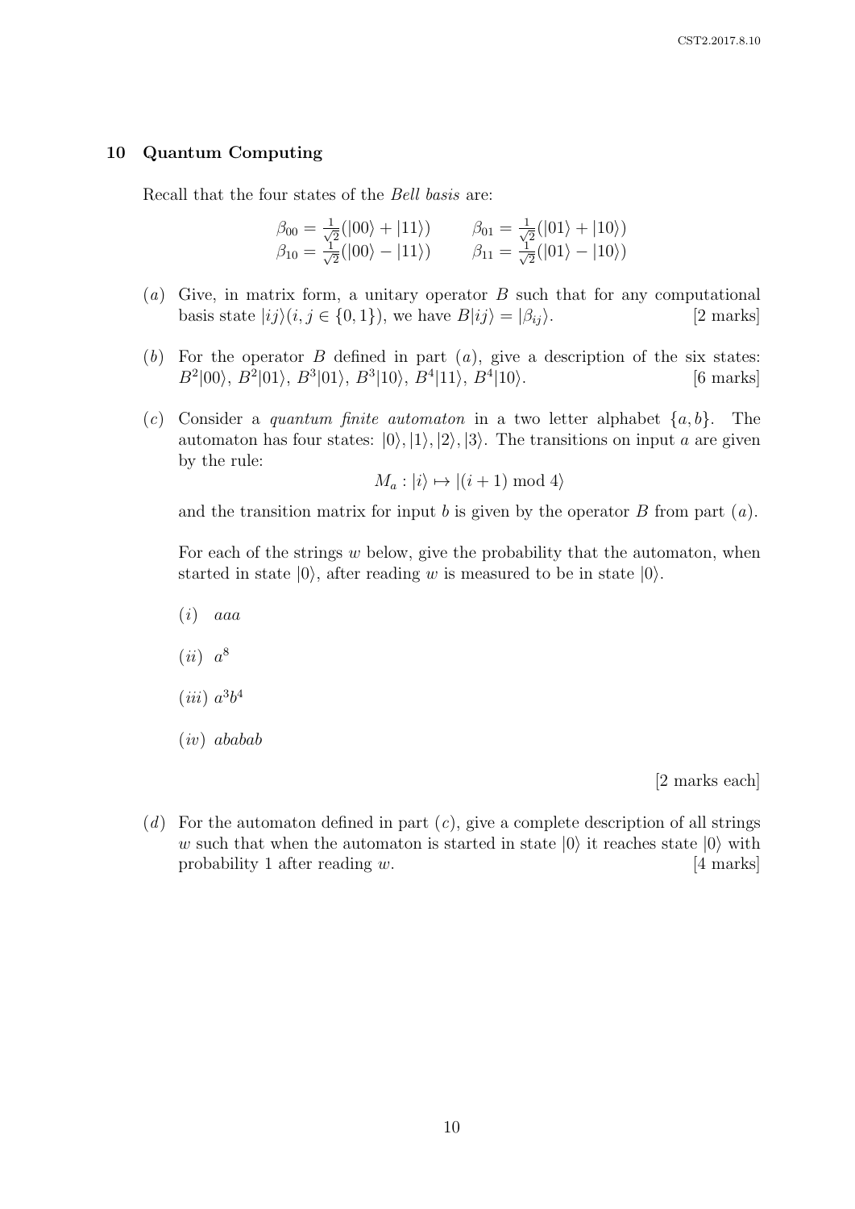## 10 Quantum Computing

Recall that the four states of the *Bell basis* are:

$$\beta_{00} = \frac{1}{\sqrt{2}}(|00\rangle + |11\rangle) \qquad \beta_{01} = \frac{1}{\sqrt{2}}(|01\rangle + |10\rangle)$$
$$\beta_{10} = \frac{1}{\sqrt{2}}(|00\rangle - |11\rangle) \qquad \beta_{11} = \frac{1}{\sqrt{2}}(|01\rangle - |10\rangle)$$

(*a*) Give, in matrix form, a unitary operator $B$ such that for any computational basis state $|ij\rangle (i, j \in \{0, 1\})$, we have $B|ij\rangle = |\beta_{ij}\rangle$. [2 marks]

(*b*) For the operator $B$ defined in part (*a*), give a description of the six states: $B^2|00\rangle$, $B^2|01\rangle$, $B^3|01\rangle$, $B^3|10\rangle$, $B^4|11\rangle$, $B^4|10\rangle$. [6 marks]

(*c*) Consider a *quantum finite automaton* in a two letter alphabet $\{a, b\}$. The automaton has four states: $|0\rangle, |1\rangle, |2\rangle, |3\rangle$. The transitions on input $a$ are given by the rule:

$$M_a : |i\rangle \mapsto |(i + 1) \bmod 4\rangle$$

and the transition matrix for input $b$ is given by the operator $B$ from part (*a*).

For each of the strings $w$ below, give the probability that the automaton, when started in state $|0\rangle$, after reading $w$ is measured to be in state $|0\rangle$.

(*i*) *aaa*

(*ii*) $a^8$

(*iii*) $a^3b^4$

(*iv*) *ababab*

[2 marks each]

(*d*) For the automaton defined in part (*c*), give a complete description of all strings $w$ such that when the automaton is started in state $|0\rangle$ it reaches state $|0\rangle$ with probability 1 after reading $w$. [4 marks]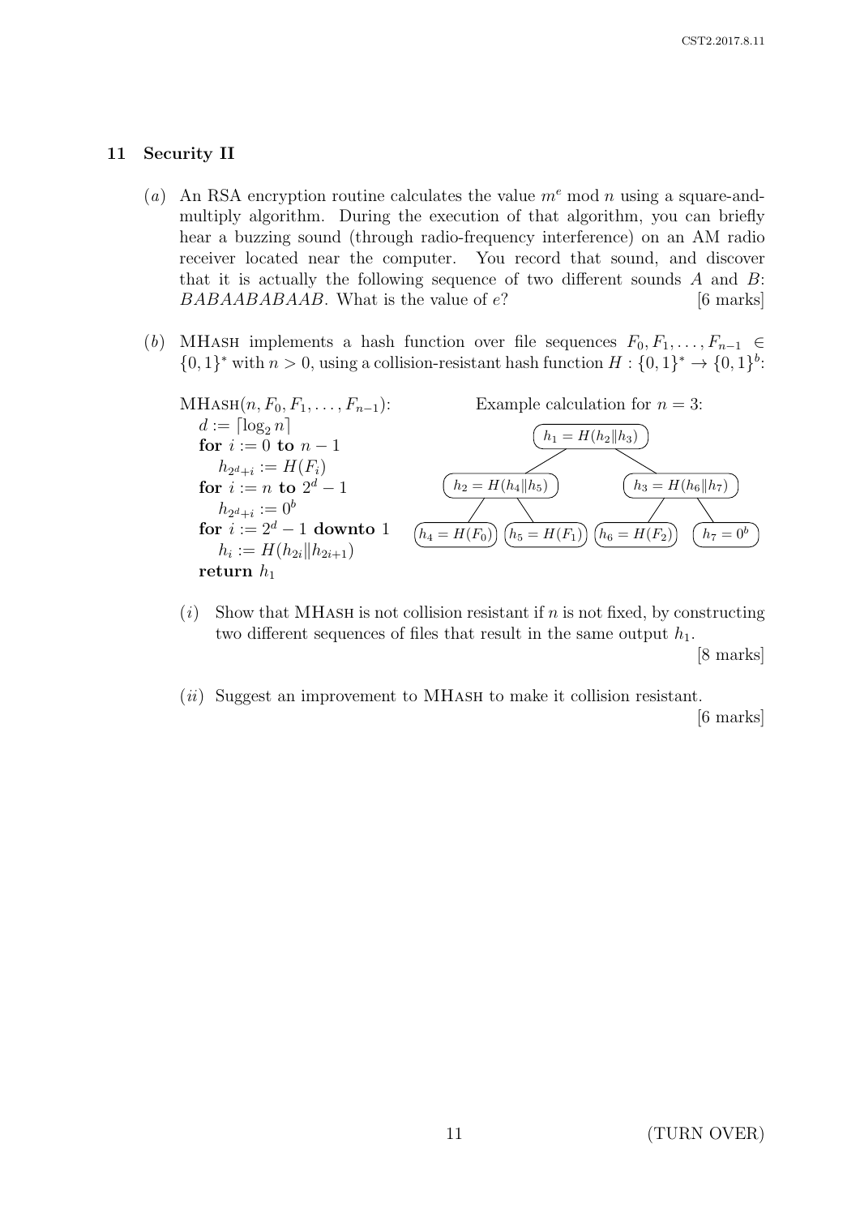## 11 Security II

(*a*) An RSA encryption routine calculates the value $m^e \bmod n$ using a square-and-multiply algorithm. During the execution of that algorithm, you can briefly hear a buzzing sound (through radio-frequency interference) on an AM radio receiver located near the computer. You record that sound, and discover that it is actually the following sequence of two different sounds $A$ and $B$: $BABAABABAAB$. What is the value of $e$? [6 marks]

(*b*) MHASH implements a hash function over file sequences $F_0, F_1, \ldots, F_{n-1} \in \{0,1\}^*$ with $n > 0$, using a collision-resistant hash function $H : \{0,1\}^* \to \{0,1\}^b$:

MHASH$(n, F_0, F_1, \ldots, F_{n-1})$:
 $d := \lceil \log_2 n \rceil$
 **for** $i := 0$ **to** $n-1$
  $h_{2^d+i} := H(F_i)$
 **for** $i := n$ **to** $2^d - 1$
  $h_{2^d+i} := 0^b$
 **for** $i := 2^d - 1$ **downto** $1$
  $h_i := H(h_{2i} \| h_{2i+1})$
 **return** $h_1$

Example calculation for $n = 3$:

$h_1 = H(h_2 \| h_3)$
 $h_2 = H(h_4 \| h_5)$
  $h_4 = H(F_0)$
  $h_5 = H(F_1)$
 $h_3 = H(h_6 \| h_7)$
  $h_6 = H(F_2)$
  $h_7 = 0^b$

(*i*) Show that MHASH is not collision resistant if $n$ is not fixed, by constructing two different sequences of files that result in the same output $h_1$. [8 marks]

(*ii*) Suggest an improvement to MHASH to make it collision resistant. [6 marks]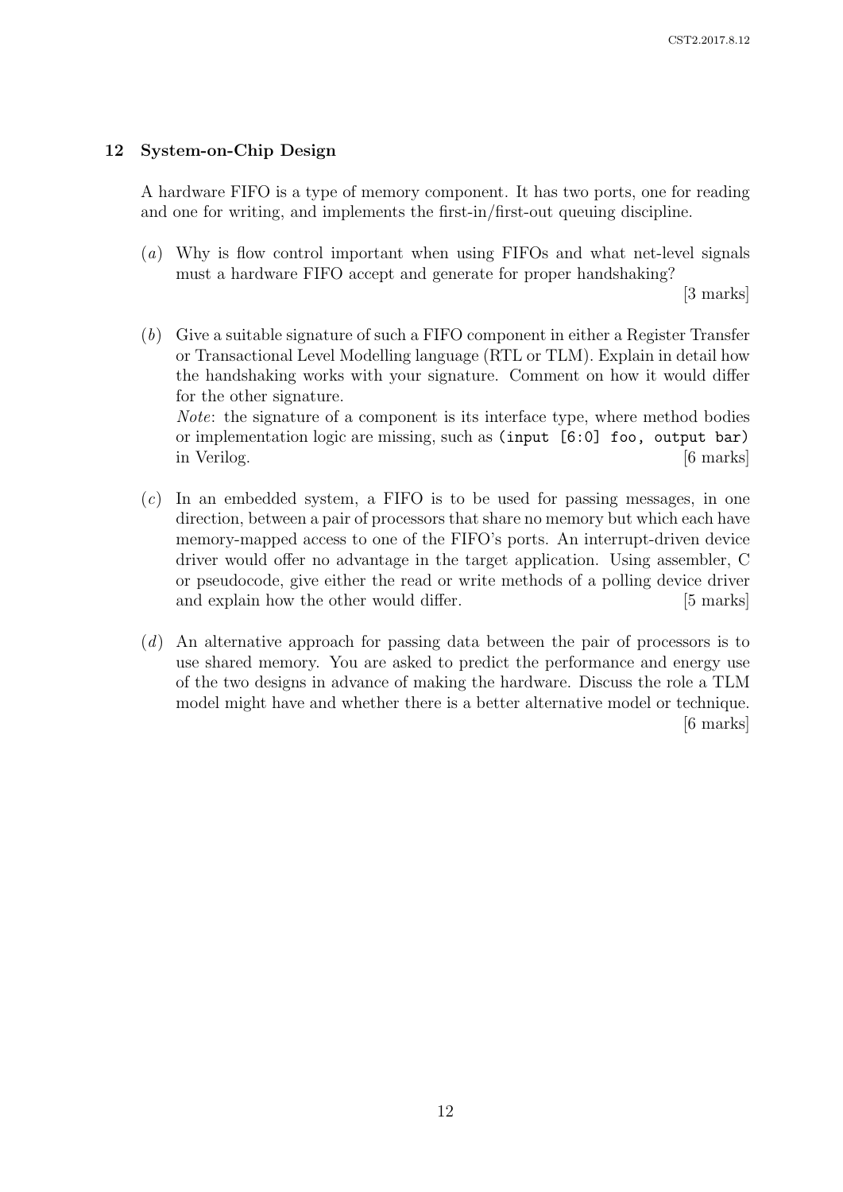## 12 System-on-Chip Design

A hardware FIFO is a type of memory component. It has two ports, one for reading and one for writing, and implements the first-in/first-out queuing discipline.

(*a*) Why is flow control important when using FIFOs and what net-level signals must a hardware FIFO accept and generate for proper handshaking? [3 marks]

(*b*) Give a suitable signature of such a FIFO component in either a Register Transfer or Transactional Level Modelling language (RTL or TLM). Explain in detail how the handshaking works with your signature. Comment on how it would differ for the other signature.

*Note*: the signature of a component is its interface type, where method bodies or implementation logic are missing, such as `(input [6:0] foo, output bar)` in Verilog. [6 marks]

(*c*) In an embedded system, a FIFO is to be used for passing messages, in one direction, between a pair of processors that share no memory but which each have memory-mapped access to one of the FIFO's ports. An interrupt-driven device driver would offer no advantage in the target application. Using assembler, C or pseudocode, give either the read or write methods of a polling device driver and explain how the other would differ. [5 marks]

(*d*) An alternative approach for passing data between the pair of processors is to use shared memory. You are asked to predict the performance and energy use of the two designs in advance of making the hardware. Discuss the role a TLM model might have and whether there is a better alternative model or technique. [6 marks]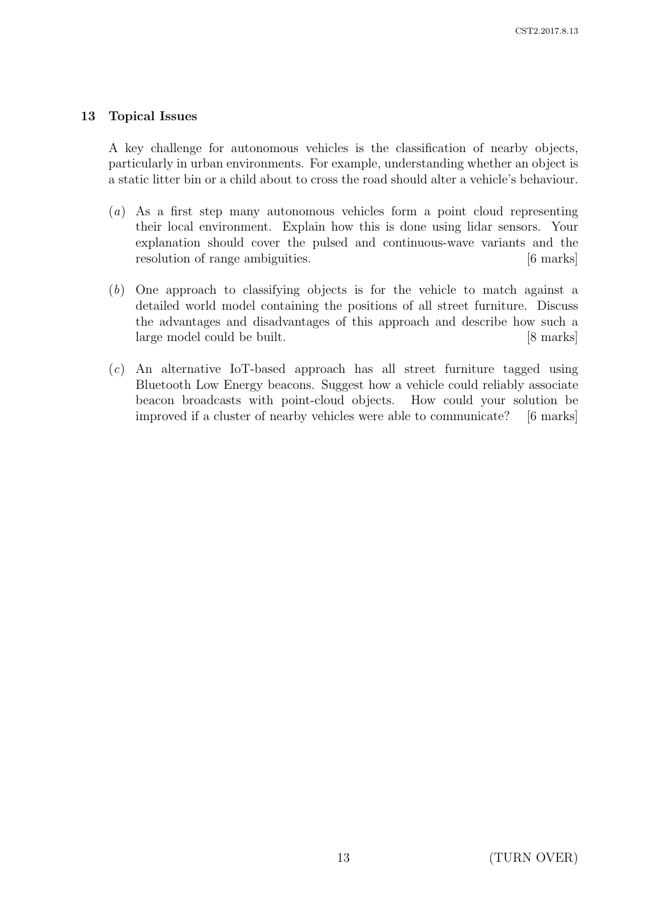## 13 Topical Issues

A key challenge for autonomous vehicles is the classification of nearby objects, particularly in urban environments. For example, understanding whether an object is a static litter bin or a child about to cross the road should alter a vehicle's behaviour.

(*a*) As a first step many autonomous vehicles form a point cloud representing their local environment. Explain how this is done using lidar sensors. Your explanation should cover the pulsed and continuous-wave variants and the resolution of range ambiguities. [6 marks]

(*b*) One approach to classifying objects is for the vehicle to match against a detailed world model containing the positions of all street furniture. Discuss the advantages and disadvantages of this approach and describe how such a large model could be built. [8 marks]

(*c*) An alternative IoT-based approach has all street furniture tagged using Bluetooth Low Energy beacons. Suggest how a vehicle could reliably associate beacon broadcasts with point-cloud objects. How could your solution be improved if a cluster of nearby vehicles were able to communicate? [6 marks]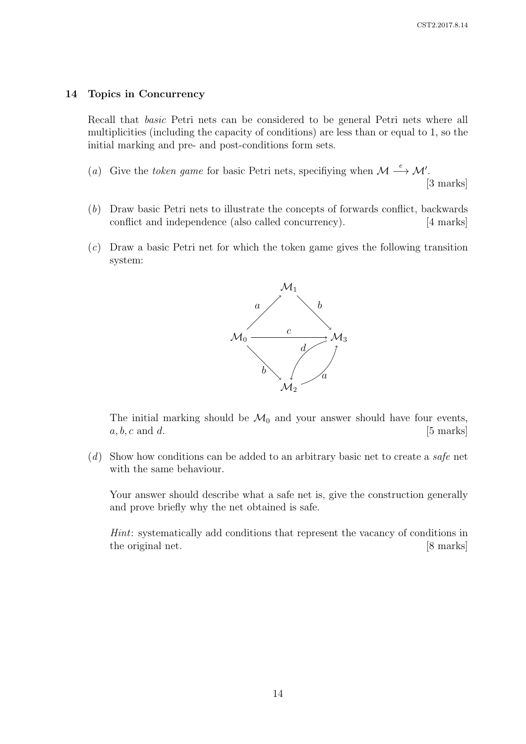## 14 Topics in Concurrency

Recall that *basic* Petri nets can be considered to be general Petri nets where all multiplicities (including the capacity of conditions) are less than or equal to 1, so the initial marking and pre- and post-conditions form sets.

(*a*) Give the *token game* for basic Petri nets, specifiying when $\mathcal{M} \xrightarrow{e} \mathcal{M}'$. [3 marks]

(*b*) Draw basic Petri nets to illustrate the concepts of forwards conflict, backwards conflict and independence (also called concurrency). [4 marks]

(*c*) Draw a basic Petri net for which the token game gives the following transition system:

$$\mathcal{M}_0 \xrightarrow{a} \mathcal{M}_1, \quad \mathcal{M}_1 \xrightarrow{b} \mathcal{M}_3, \quad \mathcal{M}_0 \xrightarrow{c} \mathcal{M}_3, \quad \mathcal{M}_0 \xrightarrow{b} \mathcal{M}_2, \quad \mathcal{M}_3 \xrightarrow{d} \mathcal{M}_2, \quad \mathcal{M}_2 \xrightarrow{a} \mathcal{M}_3$$

The initial marking should be $\mathcal{M}_0$ and your answer should have four events, $a, b, c$ and $d$. [5 marks]

(*d*) Show how conditions can be added to an arbitrary basic net to create a *safe* net with the same behaviour.

Your answer should describe what a safe net is, give the construction generally and prove briefly why the net obtained is safe.

*Hint*: systematically add conditions that represent the vacancy of conditions in the original net. [8 marks]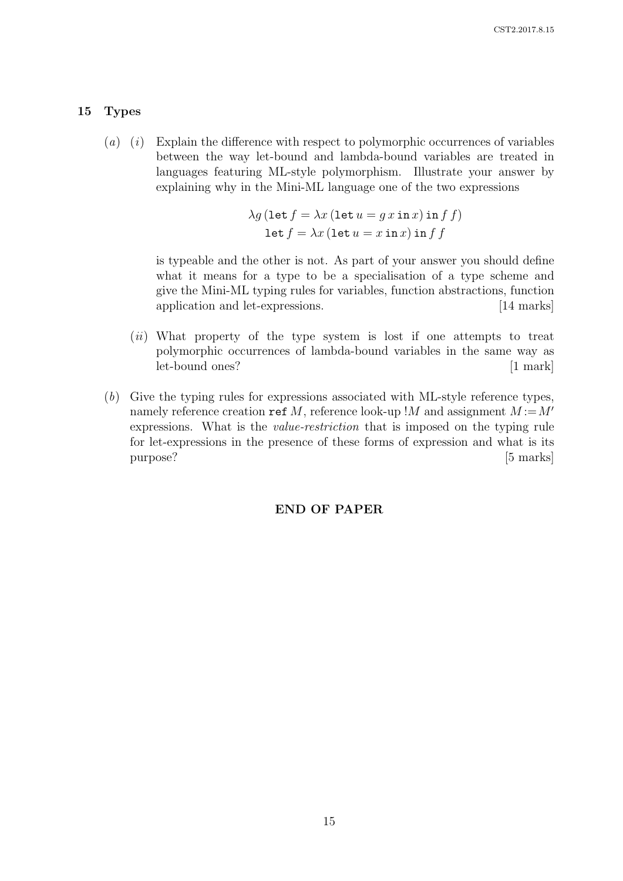## 15 Types

(*a*) (*i*) Explain the difference with respect to polymorphic occurrences of variables between the way let-bound and lambda-bound variables are treated in languages featuring ML-style polymorphism. Illustrate your answer by explaining why in the Mini-ML language one of the two expressions

$$\lambda g\,(\texttt{let}\,f = \lambda x\,(\texttt{let}\,u = g\,x\,\texttt{in}\,x)\,\texttt{in}\,f\,f)$$
$$\texttt{let}\,f = \lambda x\,(\texttt{let}\,u = x\,\texttt{in}\,x)\,\texttt{in}\,f\,f$$

is typeable and the other is not. As part of your answer you should define what it means for a type to be a specialisation of a type scheme and give the Mini-ML typing rules for variables, function abstractions, function application and let-expressions. [14 marks]

(*ii*) What property of the type system is lost if one attempts to treat polymorphic occurrences of lambda-bound variables in the same way as let-bound ones? [1 mark]

(*b*) Give the typing rules for expressions associated with ML-style reference types, namely reference creation $\texttt{ref}\,M$, reference look-up $!M$ and assignment $M := M'$ expressions. What is the *value-restriction* that is imposed on the typing rule for let-expressions in the presence of these forms of expression and what is its purpose? [5 marks]

**END OF PAPER**